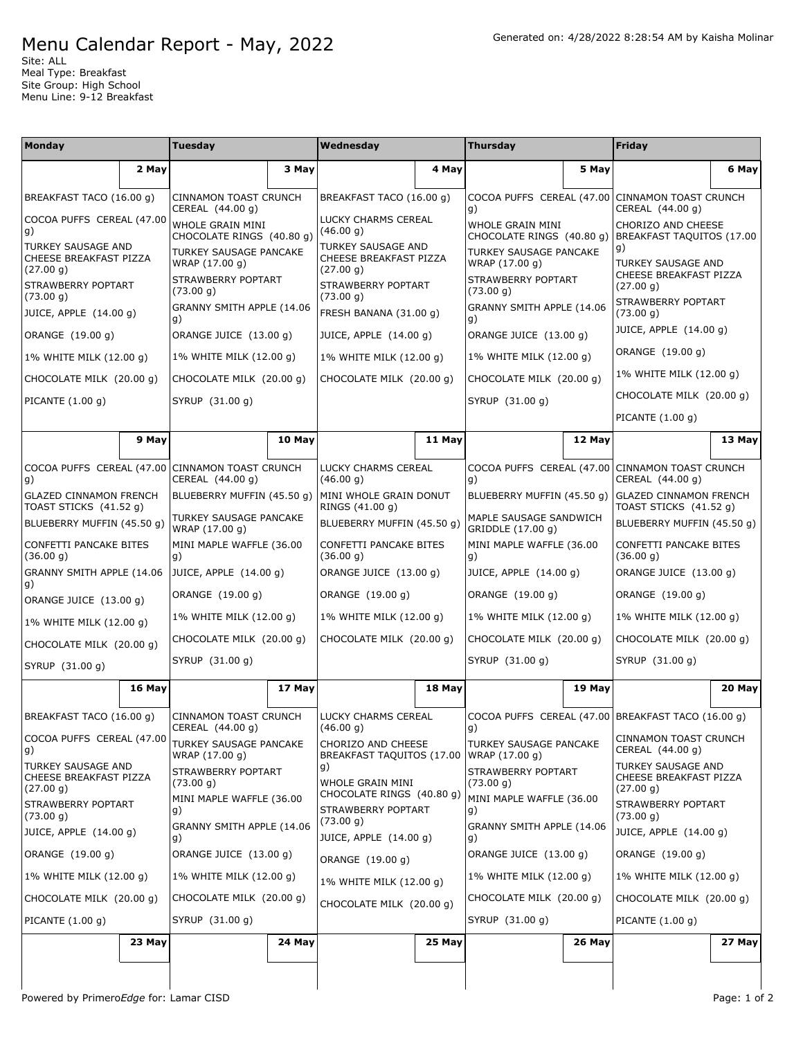# Menu Calendar Report - May, 2022

Generated on: 4/28/2022 8:28:54 AM by Kaisha Molinar

Site: ALL
Meal Type: Breakfast
Site Group: High School
Menu Line: 9-12 Breakfast

| Monday | Tuesday | Wednesday | Thursday | Friday |
|---|---|---|---|---|
| **2 May** | **3 May** | **4 May** | **5 May** | **6 May** |
| BREAKFAST TACO (16.00 g)<br>COCOA PUFFS CEREAL (47.00 g)<br>TURKEY SAUSAGE AND CHEESE BREAKFAST PIZZA (27.00 g)<br>STRAWBERRY POPTART (73.00 g)<br>JUICE, APPLE (14.00 g)<br>ORANGE (19.00 g)<br>1% WHITE MILK (12.00 g)<br>CHOCOLATE MILK (20.00 g)<br>PICANTE (1.00 g) | CINNAMON TOAST CRUNCH CEREAL (44.00 g)<br>WHOLE GRAIN MINI CHOCOLATE RINGS (40.80 g)<br>TURKEY SAUSAGE PANCAKE WRAP (17.00 g)<br>STRAWBERRY POPTART (73.00 g)<br>GRANNY SMITH APPLE (14.06 g)<br>ORANGE JUICE (13.00 g)<br>1% WHITE MILK (12.00 g)<br>CHOCOLATE MILK (20.00 g)<br>SYRUP (31.00 g) | BREAKFAST TACO (16.00 g)<br>LUCKY CHARMS CEREAL (46.00 g)<br>TURKEY SAUSAGE AND CHEESE BREAKFAST PIZZA (27.00 g)<br>STRAWBERRY POPTART (73.00 g)<br>FRESH BANANA (31.00 g)<br>JUICE, APPLE (14.00 g)<br>1% WHITE MILK (12.00 g)<br>CHOCOLATE MILK (20.00 g) | COCOA PUFFS CEREAL (47.00 g)<br>WHOLE GRAIN MINI CHOCOLATE RINGS (40.80 g)<br>TURKEY SAUSAGE PANCAKE WRAP (17.00 g)<br>STRAWBERRY POPTART (73.00 g)<br>GRANNY SMITH APPLE (14.06 g)<br>ORANGE JUICE (13.00 g)<br>1% WHITE MILK (12.00 g)<br>CHOCOLATE MILK (20.00 g)<br>SYRUP (31.00 g) | CINNAMON TOAST CRUNCH CEREAL (44.00 g)<br>CHORIZO AND CHEESE BREAKFAST TAQUITOS (17.00 g)<br>TURKEY SAUSAGE AND CHEESE BREAKFAST PIZZA (27.00 g)<br>STRAWBERRY POPTART (73.00 g)<br>JUICE, APPLE (14.00 g)<br>ORANGE (19.00 g)<br>1% WHITE MILK (12.00 g)<br>CHOCOLATE MILK (20.00 g)<br>PICANTE (1.00 g) |
| **9 May** | **10 May** | **11 May** | **12 May** | **13 May** |
| COCOA PUFFS CEREAL (47.00 g)<br>GLAZED CINNAMON FRENCH TOAST STICKS (41.52 g)<br>BLUEBERRY MUFFIN (45.50 g)<br>CONFETTI PANCAKE BITES (36.00 g)<br>GRANNY SMITH APPLE (14.06 g)<br>ORANGE JUICE (13.00 g)<br>1% WHITE MILK (12.00 g)<br>CHOCOLATE MILK (20.00 g)<br>SYRUP (31.00 g) | CINNAMON TOAST CRUNCH CEREAL (44.00 g)<br>BLUEBERRY MUFFIN (45.50 g)<br>TURKEY SAUSAGE PANCAKE WRAP (17.00 g)<br>MINI MAPLE WAFFLE (36.00 g)<br>JUICE, APPLE (14.00 g)<br>ORANGE (19.00 g)<br>1% WHITE MILK (12.00 g)<br>CHOCOLATE MILK (20.00 g)<br>SYRUP (31.00 g) | LUCKY CHARMS CEREAL (46.00 g)<br>MINI WHOLE GRAIN DONUT RINGS (41.00 g)<br>BLUEBERRY MUFFIN (45.50 g)<br>CONFETTI PANCAKE BITES (36.00 g)<br>ORANGE JUICE (13.00 g)<br>ORANGE (19.00 g)<br>1% WHITE MILK (12.00 g)<br>CHOCOLATE MILK (20.00 g) | COCOA PUFFS CEREAL (47.00 g)<br>BLUEBERRY MUFFIN (45.50 g)<br>MAPLE SAUSAGE SANDWICH GRIDDLE (17.00 g)<br>MINI MAPLE WAFFLE (36.00 g)<br>JUICE, APPLE (14.00 g)<br>ORANGE (19.00 g)<br>1% WHITE MILK (12.00 g)<br>CHOCOLATE MILK (20.00 g)<br>SYRUP (31.00 g) | CINNAMON TOAST CRUNCH CEREAL (44.00 g)<br>GLAZED CINNAMON FRENCH TOAST STICKS (41.52 g)<br>BLUEBERRY MUFFIN (45.50 g)<br>CONFETTI PANCAKE BITES (36.00 g)<br>ORANGE JUICE (13.00 g)<br>ORANGE (19.00 g)<br>1% WHITE MILK (12.00 g)<br>CHOCOLATE MILK (20.00 g)<br>SYRUP (31.00 g) |
| **16 May** | **17 May** | **18 May** | **19 May** | **20 May** |
| BREAKFAST TACO (16.00 g)<br>COCOA PUFFS CEREAL (47.00 g)<br>TURKEY SAUSAGE AND CHEESE BREAKFAST PIZZA (27.00 g)<br>STRAWBERRY POPTART (73.00 g)<br>JUICE, APPLE (14.00 g)<br>ORANGE (19.00 g)<br>1% WHITE MILK (12.00 g)<br>CHOCOLATE MILK (20.00 g)<br>PICANTE (1.00 g) | CINNAMON TOAST CRUNCH CEREAL (44.00 g)<br>TURKEY SAUSAGE PANCAKE WRAP (17.00 g)<br>STRAWBERRY POPTART (73.00 g)<br>MINI MAPLE WAFFLE (36.00 g)<br>GRANNY SMITH APPLE (14.06 g)<br>ORANGE JUICE (13.00 g)<br>1% WHITE MILK (12.00 g)<br>CHOCOLATE MILK (20.00 g)<br>SYRUP (31.00 g) | LUCKY CHARMS CEREAL (46.00 g)<br>CHORIZO AND CHEESE BREAKFAST TAQUITOS (17.00 g)<br>WHOLE GRAIN MINI CHOCOLATE RINGS (40.80 g)<br>STRAWBERRY POPTART (73.00 g)<br>JUICE, APPLE (14.00 g)<br>ORANGE (19.00 g)<br>1% WHITE MILK (12.00 g)<br>CHOCOLATE MILK (20.00 g) | COCOA PUFFS CEREAL (47.00 g)<br>TURKEY SAUSAGE PANCAKE WRAP (17.00 g)<br>STRAWBERRY POPTART (73.00 g)<br>MINI MAPLE WAFFLE (36.00 g)<br>GRANNY SMITH APPLE (14.06 g)<br>ORANGE JUICE (13.00 g)<br>1% WHITE MILK (12.00 g)<br>CHOCOLATE MILK (20.00 g)<br>SYRUP (31.00 g) | BREAKFAST TACO (16.00 g)<br>CINNAMON TOAST CRUNCH CEREAL (44.00 g)<br>TURKEY SAUSAGE AND CHEESE BREAKFAST PIZZA (27.00 g)<br>STRAWBERRY POPTART (73.00 g)<br>JUICE, APPLE (14.00 g)<br>ORANGE (19.00 g)<br>1% WHITE MILK (12.00 g)<br>CHOCOLATE MILK (20.00 g)<br>PICANTE (1.00 g) |
| **23 May** | **24 May** | **25 May** | **26 May** | **27 May** |

Powered by PrimeroEdge for: Lamar CISD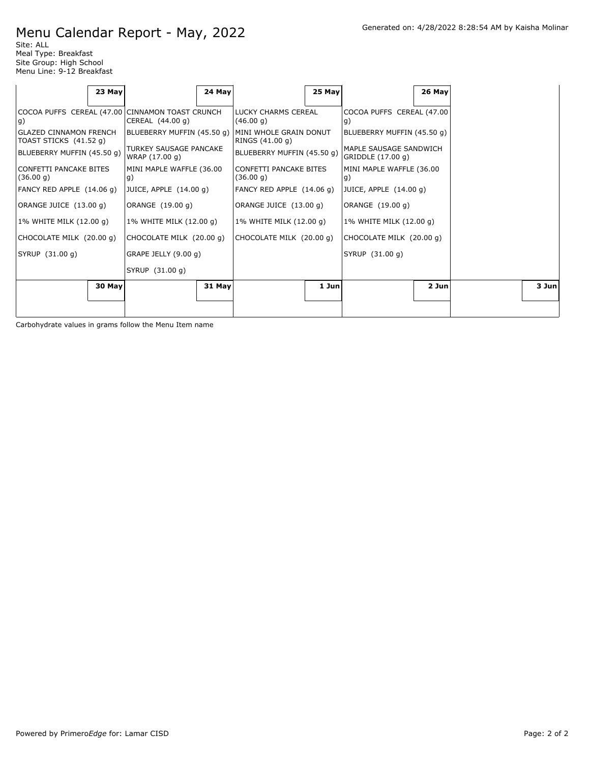# Menu Calendar Report - May, 2022

Generated on: 4/28/2022 8:28:54 AM by Kaisha Molinar

Site: ALL
Meal Type: Breakfast
Site Group: High School
Menu Line: 9-12 Breakfast

| 23 May | 24 May | 25 May | 26 May | |
|---|---|---|---|---|
| COCOA PUFFS CEREAL (47.00 g) | CINNAMON TOAST CRUNCH CEREAL (44.00 g) | LUCKY CHARMS CEREAL (46.00 g) | COCOA PUFFS CEREAL (47.00 g) | |
| GLAZED CINNAMON FRENCH TOAST STICKS (41.52 g) | BLUEBERRY MUFFIN (45.50 g) | MINI WHOLE GRAIN DONUT RINGS (41.00 g) | BLUEBERRY MUFFIN (45.50 g) | |
| BLUEBERRY MUFFIN (45.50 g) | TURKEY SAUSAGE PANCAKE WRAP (17.00 g) | BLUEBERRY MUFFIN (45.50 g) | MAPLE SAUSAGE SANDWICH GRIDDLE (17.00 g) | |
| CONFETTI PANCAKE BITES (36.00 g) | MINI MAPLE WAFFLE (36.00 g) | CONFETTI PANCAKE BITES (36.00 g) | MINI MAPLE WAFFLE (36.00 g) | |
| FANCY RED APPLE (14.06 g) | JUICE, APPLE (14.00 g) | FANCY RED APPLE (14.06 g) | JUICE, APPLE (14.00 g) | |
| ORANGE JUICE (13.00 g) | ORANGE (19.00 g) | ORANGE JUICE (13.00 g) | ORANGE (19.00 g) | |
| 1% WHITE MILK (12.00 g) | 1% WHITE MILK (12.00 g) | 1% WHITE MILK (12.00 g) | 1% WHITE MILK (12.00 g) | |
| CHOCOLATE MILK (20.00 g) | CHOCOLATE MILK (20.00 g) | CHOCOLATE MILK (20.00 g) | CHOCOLATE MILK (20.00 g) | |
| SYRUP (31.00 g) | GRAPE JELLY (9.00 g) | | SYRUP (31.00 g) | |
| | SYRUP (31.00 g) | | | |
| **30 May** | **31 May** | **1 Jun** | **2 Jun** | **3 Jun** |
| | | | | |

Carbohydrate values in grams follow the Menu Item name

Powered by Primero*Edge* for: Lamar CISD